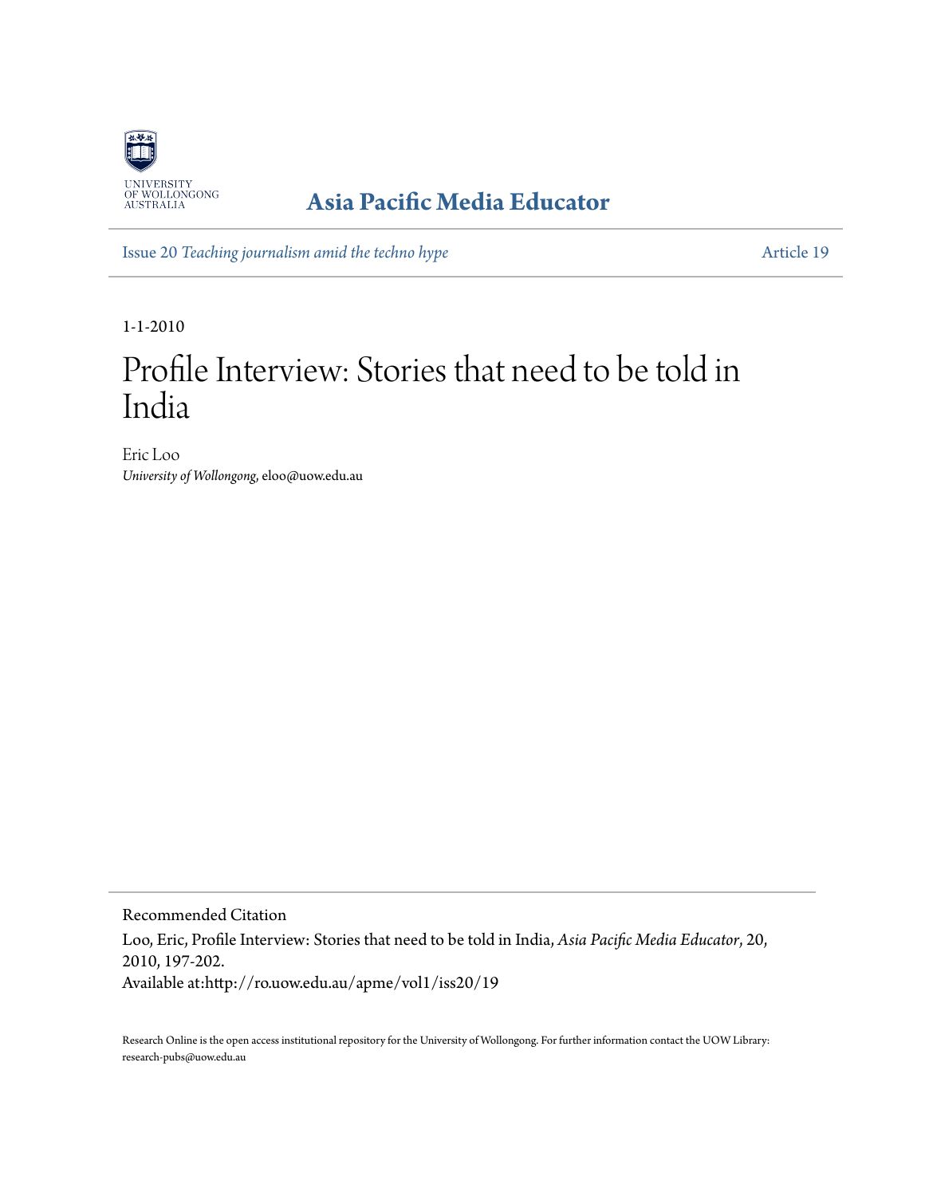University of Wollongong

# Asia Pacific Media Educator

Issue 20 *Teaching journalism amid the techno hype* Article 19

1-1-2010

# Profile Interview: Stories that need to be told in India

Eric Loo
*University of Wollongong*, eloo@uow.edu.au

Recommended Citation

Loo, Eric, Profile Interview: Stories that need to be told in India, *Asia Pacific Media Educator*, 20, 2010, 197-202.
Available at:http://ro.uow.edu.au/apme/vol1/iss20/19

Research Online is the open access institutional repository for the University of Wollongong. For further information contact the UOW Library: research-pubs@uow.edu.au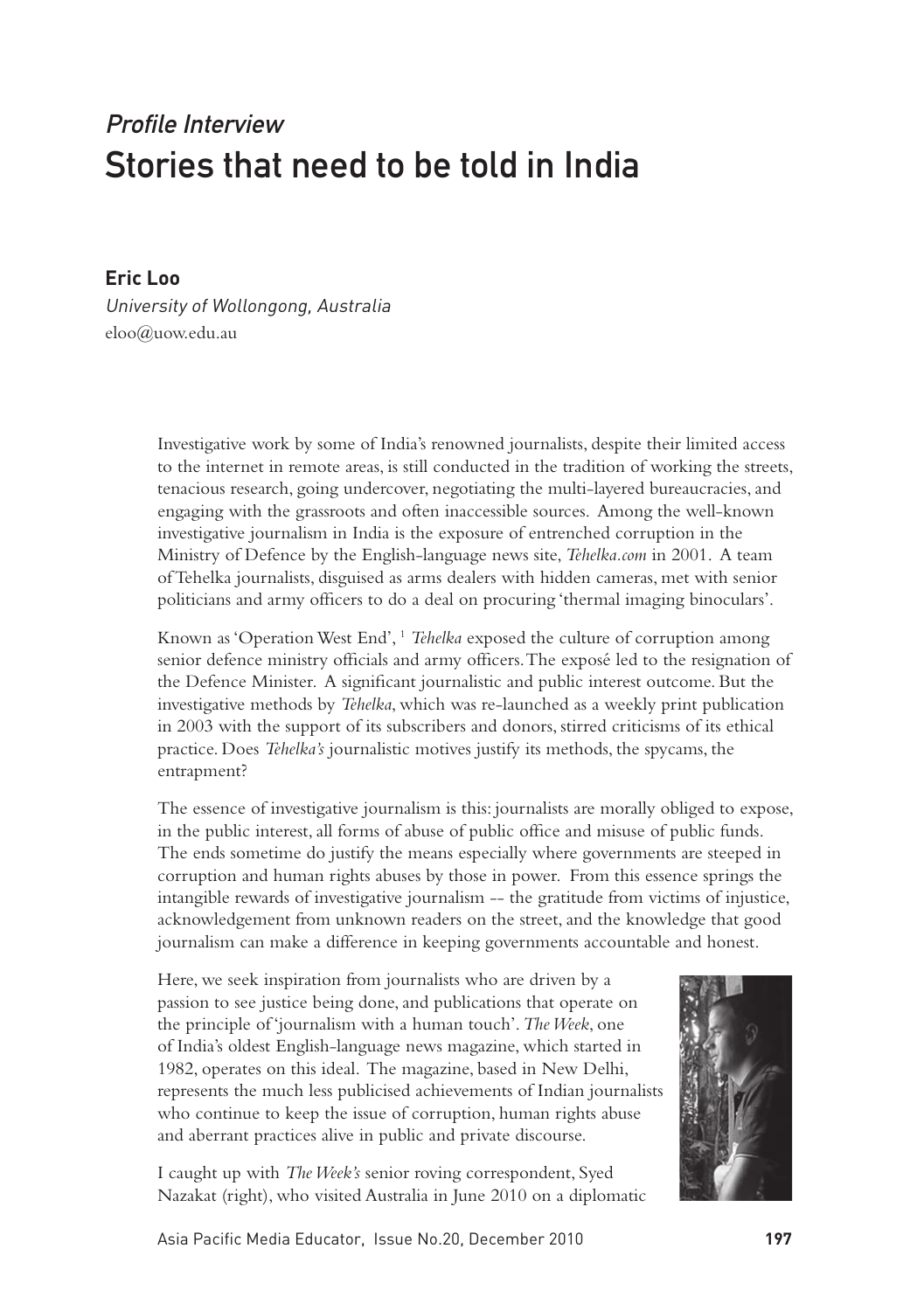*Profile Interview*

# Stories that need to be told in India

**Eric Loo**

*University of Wollongong, Australia*

eloo@uow.edu.au

Investigative work by some of India's renowned journalists, despite their limited access to the internet in remote areas, is still conducted in the tradition of working the streets, tenacious research, going undercover, negotiating the multi-layered bureaucracies, and engaging with the grassroots and often inaccessible sources. Among the well-known investigative journalism in India is the exposure of entrenched corruption in the Ministry of Defence by the English-language news site, *Tehelka.com* in 2001. A team of Tehelka journalists, disguised as arms dealers with hidden cameras, met with senior politicians and army officers to do a deal on procuring 'thermal imaging binoculars'.

Known as 'Operation West End', [1] *Tehelka* exposed the culture of corruption among senior defence ministry officials and army officers. The exposé led to the resignation of the Defence Minister. A significant journalistic and public interest outcome. But the investigative methods by *Tehelka*, which was re-launched as a weekly print publication in 2003 with the support of its subscribers and donors, stirred criticisms of its ethical practice. Does *Tehelka's* journalistic motives justify its methods, the spycams, the entrapment?

The essence of investigative journalism is this: journalists are morally obliged to expose, in the public interest, all forms of abuse of public office and misuse of public funds. The ends sometime do justify the means especially where governments are steeped in corruption and human rights abuses by those in power. From this essence springs the intangible rewards of investigative journalism -- the gratitude from victims of injustice, acknowledgement from unknown readers on the street, and the knowledge that good journalism can make a difference in keeping governments accountable and honest.

Here, we seek inspiration from journalists who are driven by a passion to see justice being done, and publications that operate on the principle of 'journalism with a human touch'. *The Week*, one of India's oldest English-language news magazine, which started in 1982, operates on this ideal. The magazine, based in New Delhi, represents the much less publicised achievements of Indian journalists who continue to keep the issue of corruption, human rights abuse and aberrant practices alive in public and private discourse.

I caught up with *The Week's* senior roving correspondent, Syed Nazakat (right), who visited Australia in June 2010 on a diplomatic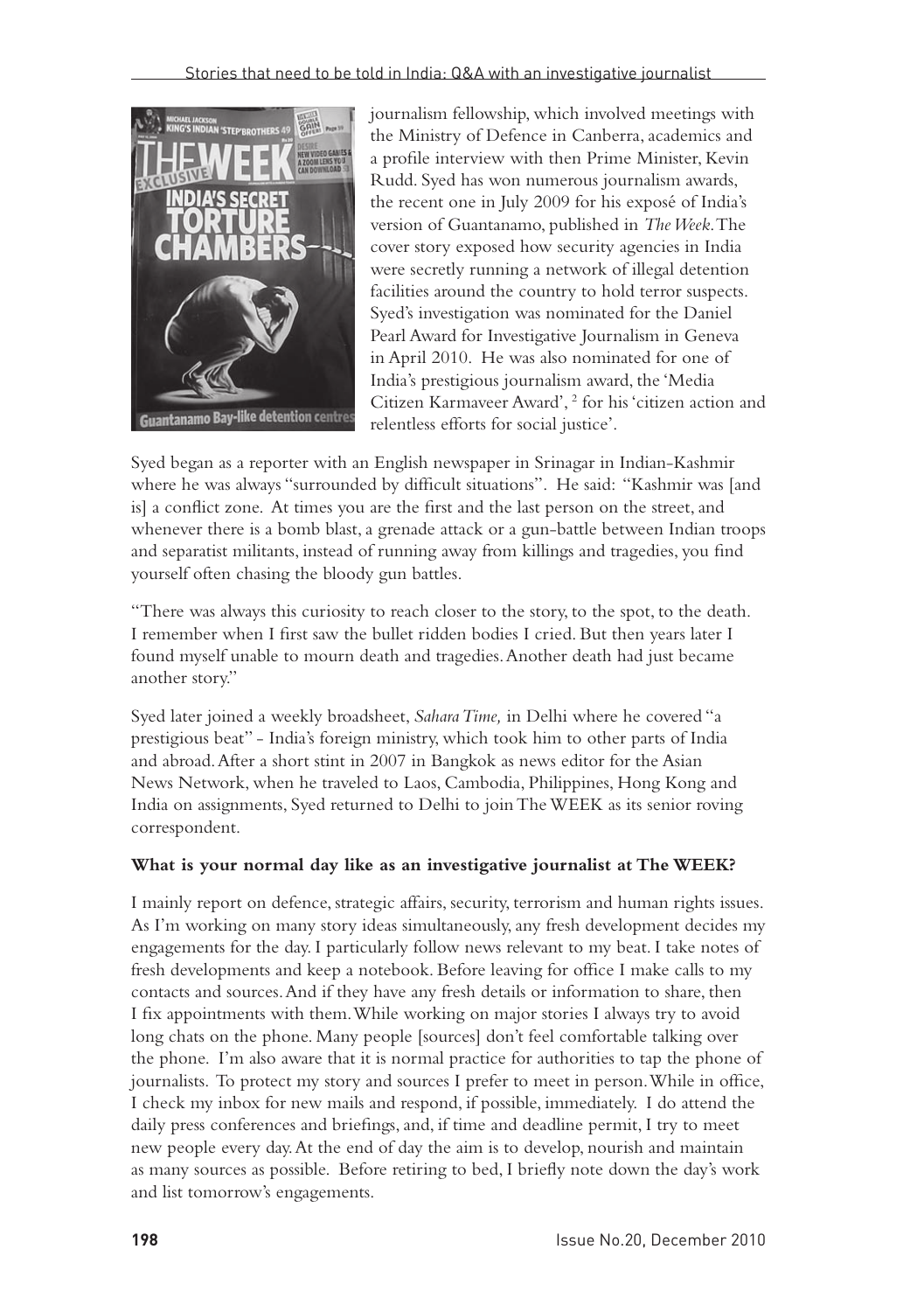journalism fellowship, which involved meetings with the Ministry of Defence in Canberra, academics and a profile interview with then Prime Minister, Kevin Rudd. Syed has won numerous journalism awards, the recent one in July 2009 for his exposé of India's version of Guantanamo, published in *The Week*. The cover story exposed how security agencies in India were secretly running a network of illegal detention facilities around the country to hold terror suspects. Syed's investigation was nominated for the Daniel Pearl Award for Investigative Journalism in Geneva in April 2010. He was also nominated for one of India's prestigious journalism award, the 'Media Citizen Karmaveer Award', [2] for his 'citizen action and relentless efforts for social justice'.

Syed began as a reporter with an English newspaper in Srinagar in Indian-Kashmir where he was always "surrounded by difficult situations". He said: "Kashmir was [and is] a conflict zone. At times you are the first and the last person on the street, and whenever there is a bomb blast, a grenade attack or a gun-battle between Indian troops and separatist militants, instead of running away from killings and tragedies, you find yourself often chasing the bloody gun battles.

"There was always this curiosity to reach closer to the story, to the spot, to the death. I remember when I first saw the bullet ridden bodies I cried. But then years later I found myself unable to mourn death and tragedies. Another death had just became another story."

Syed later joined a weekly broadsheet, *Sahara Time,* in Delhi where he covered "a prestigious beat" - India's foreign ministry, which took him to other parts of India and abroad. After a short stint in 2007 in Bangkok as news editor for the Asian News Network, when he traveled to Laos, Cambodia, Philippines, Hong Kong and India on assignments, Syed returned to Delhi to join The WEEK as its senior roving correspondent.

**What is your normal day like as an investigative journalist at The WEEK?**

I mainly report on defence, strategic affairs, security, terrorism and human rights issues. As I'm working on many story ideas simultaneously, any fresh development decides my engagements for the day. I particularly follow news relevant to my beat. I take notes of fresh developments and keep a notebook. Before leaving for office I make calls to my contacts and sources. And if they have any fresh details or information to share, then I fix appointments with them. While working on major stories I always try to avoid long chats on the phone. Many people [sources] don't feel comfortable talking over the phone. I'm also aware that it is normal practice for authorities to tap the phone of journalists. To protect my story and sources I prefer to meet in person. While in office, I check my inbox for new mails and respond, if possible, immediately. I do attend the daily press conferences and briefings, and, if time and deadline permit, I try to meet new people every day. At the end of day the aim is to develop, nourish and maintain as many sources as possible. Before retiring to bed, I briefly note down the day's work and list tomorrow's engagements.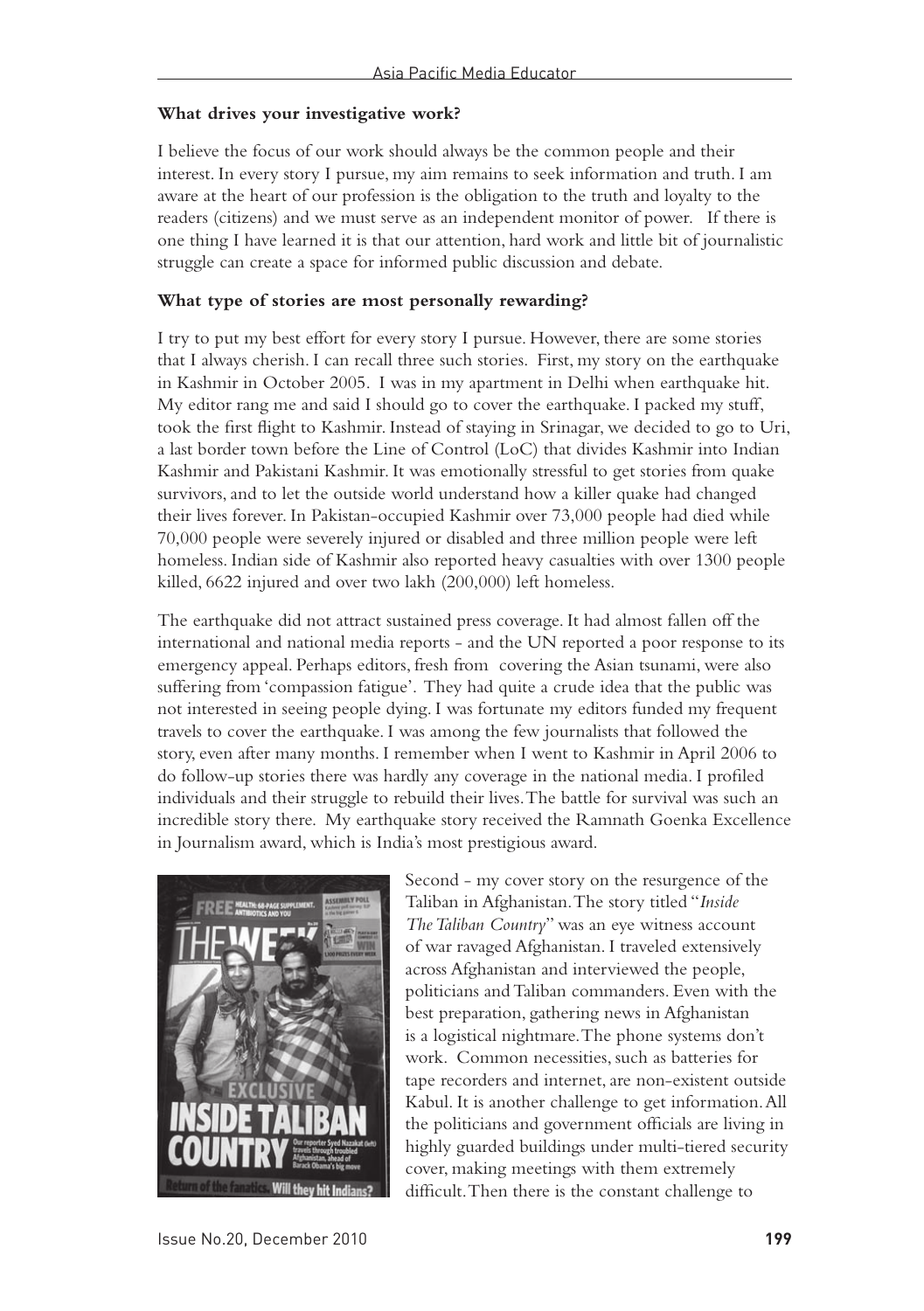**What drives your investigative work?**

I believe the focus of our work should always be the common people and their interest. In every story I pursue, my aim remains to seek information and truth. I am aware at the heart of our profession is the obligation to the truth and loyalty to the readers (citizens) and we must serve as an independent monitor of power. If there is one thing I have learned it is that our attention, hard work and little bit of journalistic struggle can create a space for informed public discussion and debate.

**What type of stories are most personally rewarding?**

I try to put my best effort for every story I pursue. However, there are some stories that I always cherish. I can recall three such stories. First, my story on the earthquake in Kashmir in October 2005. I was in my apartment in Delhi when earthquake hit. My editor rang me and said I should go to cover the earthquake. I packed my stuff, took the first flight to Kashmir. Instead of staying in Srinagar, we decided to go to Uri, a last border town before the Line of Control (LoC) that divides Kashmir into Indian Kashmir and Pakistani Kashmir. It was emotionally stressful to get stories from quake survivors, and to let the outside world understand how a killer quake had changed their lives forever. In Pakistan-occupied Kashmir over 73,000 people had died while 70,000 people were severely injured or disabled and three million people were left homeless. Indian side of Kashmir also reported heavy casualties with over 1300 people killed, 6622 injured and over two lakh (200,000) left homeless.

The earthquake did not attract sustained press coverage. It had almost fallen off the international and national media reports - and the UN reported a poor response to its emergency appeal. Perhaps editors, fresh from covering the Asian tsunami, were also suffering from 'compassion fatigue'. They had quite a crude idea that the public was not interested in seeing people dying. I was fortunate my editors funded my frequent travels to cover the earthquake. I was among the few journalists that followed the story, even after many months. I remember when I went to Kashmir in April 2006 to do follow-up stories there was hardly any coverage in the national media. I profiled individuals and their struggle to rebuild their lives. The battle for survival was such an incredible story there. My earthquake story received the Ramnath Goenka Excellence in Journalism award, which is India's most prestigious award.

Second - my cover story on the resurgence of the Taliban in Afghanistan. The story titled "*Inside The Taliban Country*" was an eye witness account of war ravaged Afghanistan. I traveled extensively across Afghanistan and interviewed the people, politicians and Taliban commanders. Even with the best preparation, gathering news in Afghanistan is a logistical nightmare. The phone systems don't work. Common necessities, such as batteries for tape recorders and internet, are non-existent outside Kabul. It is another challenge to get information. All the politicians and government officials are living in highly guarded buildings under multi-tiered security cover, making meetings with them extremely difficult. Then there is the constant challenge to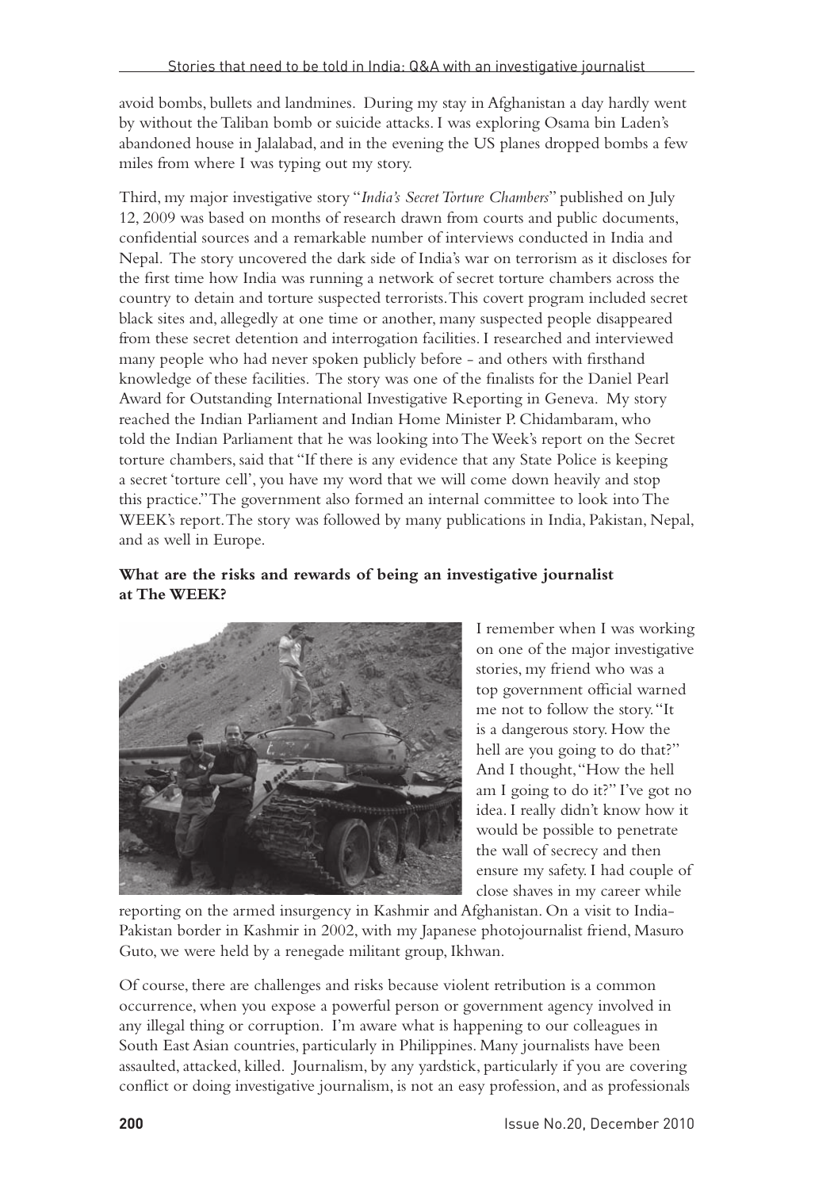avoid bombs, bullets and landmines. During my stay in Afghanistan a day hardly went by without the Taliban bomb or suicide attacks. I was exploring Osama bin Laden's abandoned house in Jalalabad, and in the evening the US planes dropped bombs a few miles from where I was typing out my story.

Third, my major investigative story "*India's Secret Torture Chambers*" published on July 12, 2009 was based on months of research drawn from courts and public documents, confidential sources and a remarkable number of interviews conducted in India and Nepal. The story uncovered the dark side of India's war on terrorism as it discloses for the first time how India was running a network of secret torture chambers across the country to detain and torture suspected terrorists. This covert program included secret black sites and, allegedly at one time or another, many suspected people disappeared from these secret detention and interrogation facilities. I researched and interviewed many people who had never spoken publicly before - and others with firsthand knowledge of these facilities. The story was one of the finalists for the Daniel Pearl Award for Outstanding International Investigative Reporting in Geneva. My story reached the Indian Parliament and Indian Home Minister P. Chidambaram, who told the Indian Parliament that he was looking into The Week's report on the Secret torture chambers, said that "If there is any evidence that any State Police is keeping a secret 'torture cell', you have my word that we will come down heavily and stop this practice." The government also formed an internal committee to look into The WEEK's report. The story was followed by many publications in India, Pakistan, Nepal, and as well in Europe.

**What are the risks and rewards of being an investigative journalist at The WEEK?**

I remember when I was working on one of the major investigative stories, my friend who was a top government official warned me not to follow the story. "It is a dangerous story. How the hell are you going to do that?" And I thought, "How the hell am I going to do it?" I've got no idea. I really didn't know how it would be possible to penetrate the wall of secrecy and then ensure my safety. I had couple of close shaves in my career while reporting on the armed insurgency in Kashmir and Afghanistan. On a visit to India-Pakistan border in Kashmir in 2002, with my Japanese photojournalist friend, Masuro Guto, we were held by a renegade militant group, Ikhwan.

Of course, there are challenges and risks because violent retribution is a common occurrence, when you expose a powerful person or government agency involved in any illegal thing or corruption. I'm aware what is happening to our colleagues in South East Asian countries, particularly in Philippines. Many journalists have been assaulted, attacked, killed. Journalism, by any yardstick, particularly if you are covering conflict or doing investigative journalism, is not an easy profession, and as professionals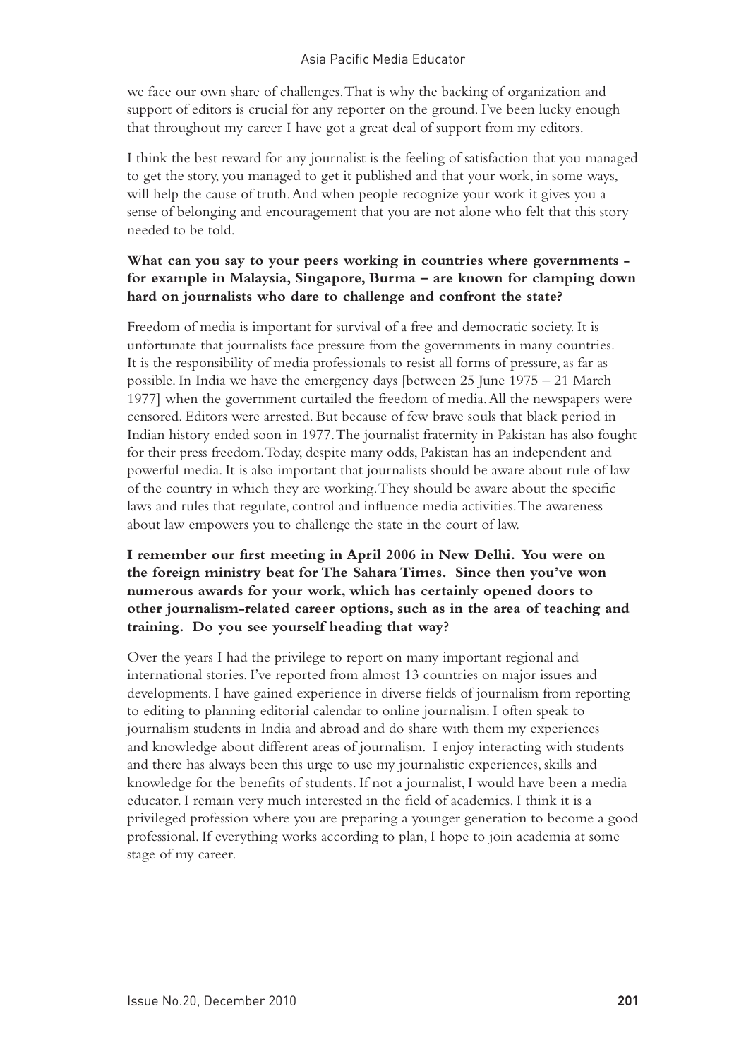we face our own share of challenges. That is why the backing of organization and support of editors is crucial for any reporter on the ground. I've been lucky enough that throughout my career I have got a great deal of support from my editors.

I think the best reward for any journalist is the feeling of satisfaction that you managed to get the story, you managed to get it published and that your work, in some ways, will help the cause of truth. And when people recognize your work it gives you a sense of belonging and encouragement that you are not alone who felt that this story needed to be told.

**What can you say to your peers working in countries where governments - for example in Malaysia, Singapore, Burma – are known for clamping down hard on journalists who dare to challenge and confront the state?**

Freedom of media is important for survival of a free and democratic society. It is unfortunate that journalists face pressure from the governments in many countries. It is the responsibility of media professionals to resist all forms of pressure, as far as possible. In India we have the emergency days [between 25 June 1975 – 21 March 1977] when the government curtailed the freedom of media. All the newspapers were censored. Editors were arrested. But because of few brave souls that black period in Indian history ended soon in 1977. The journalist fraternity in Pakistan has also fought for their press freedom. Today, despite many odds, Pakistan has an independent and powerful media. It is also important that journalists should be aware about rule of law of the country in which they are working. They should be aware about the specific laws and rules that regulate, control and influence media activities. The awareness about law empowers you to challenge the state in the court of law.

**I remember our first meeting in April 2006 in New Delhi. You were on the foreign ministry beat for The Sahara Times. Since then you've won numerous awards for your work, which has certainly opened doors to other journalism-related career options, such as in the area of teaching and training. Do you see yourself heading that way?**

Over the years I had the privilege to report on many important regional and international stories. I've reported from almost 13 countries on major issues and developments. I have gained experience in diverse fields of journalism from reporting to editing to planning editorial calendar to online journalism. I often speak to journalism students in India and abroad and do share with them my experiences and knowledge about different areas of journalism. I enjoy interacting with students and there has always been this urge to use my journalistic experiences, skills and knowledge for the benefits of students. If not a journalist, I would have been a media educator. I remain very much interested in the field of academics. I think it is a privileged profession where you are preparing a younger generation to become a good professional. If everything works according to plan, I hope to join academia at some stage of my career.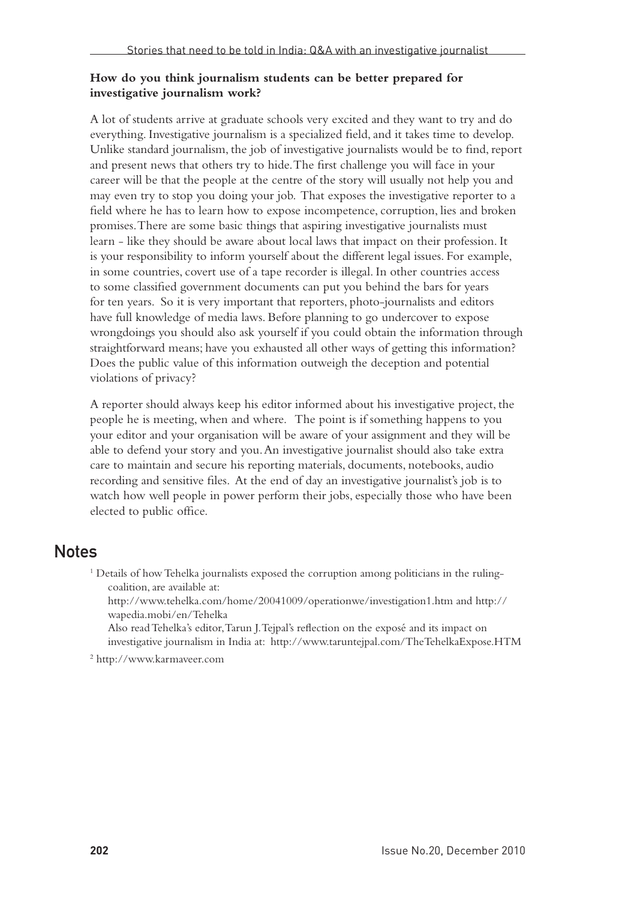**How do you think journalism students can be better prepared for investigative journalism work?**

A lot of students arrive at graduate schools very excited and they want to try and do everything. Investigative journalism is a specialized field, and it takes time to develop. Unlike standard journalism, the job of investigative journalists would be to find, report and present news that others try to hide. The first challenge you will face in your career will be that the people at the centre of the story will usually not help you and may even try to stop you doing your job. That exposes the investigative reporter to a field where he has to learn how to expose incompetence, corruption, lies and broken promises. There are some basic things that aspiring investigative journalists must learn - like they should be aware about local laws that impact on their profession. It is your responsibility to inform yourself about the different legal issues. For example, in some countries, covert use of a tape recorder is illegal. In other countries access to some classified government documents can put you behind the bars for years for ten years. So it is very important that reporters, photo-journalists and editors have full knowledge of media laws. Before planning to go undercover to expose wrongdoings you should also ask yourself if you could obtain the information through straightforward means; have you exhausted all other ways of getting this information? Does the public value of this information outweigh the deception and potential violations of privacy?

A reporter should always keep his editor informed about his investigative project, the people he is meeting, when and where. The point is if something happens to you your editor and your organisation will be aware of your assignment and they will be able to defend your story and you. An investigative journalist should also take extra care to maintain and secure his reporting materials, documents, notebooks, audio recording and sensitive files. At the end of day an investigative journalist's job is to watch how well people in power perform their jobs, especially those who have been elected to public office.

## Notes

[1] Details of how Tehelka journalists exposed the corruption among politicians in the ruling-coalition, are available at: http://www.tehelka.com/home/20041009/operationwe/investigation1.htm and http://wapedia.mobi/en/Tehelka
Also read Tehelka's editor, Tarun J. Tejpal's reflection on the exposé and its impact on investigative journalism in India at: http://www.taruntejpal.com/TheTehelkaExpose.HTM

[2] http://www.karmaveer.com